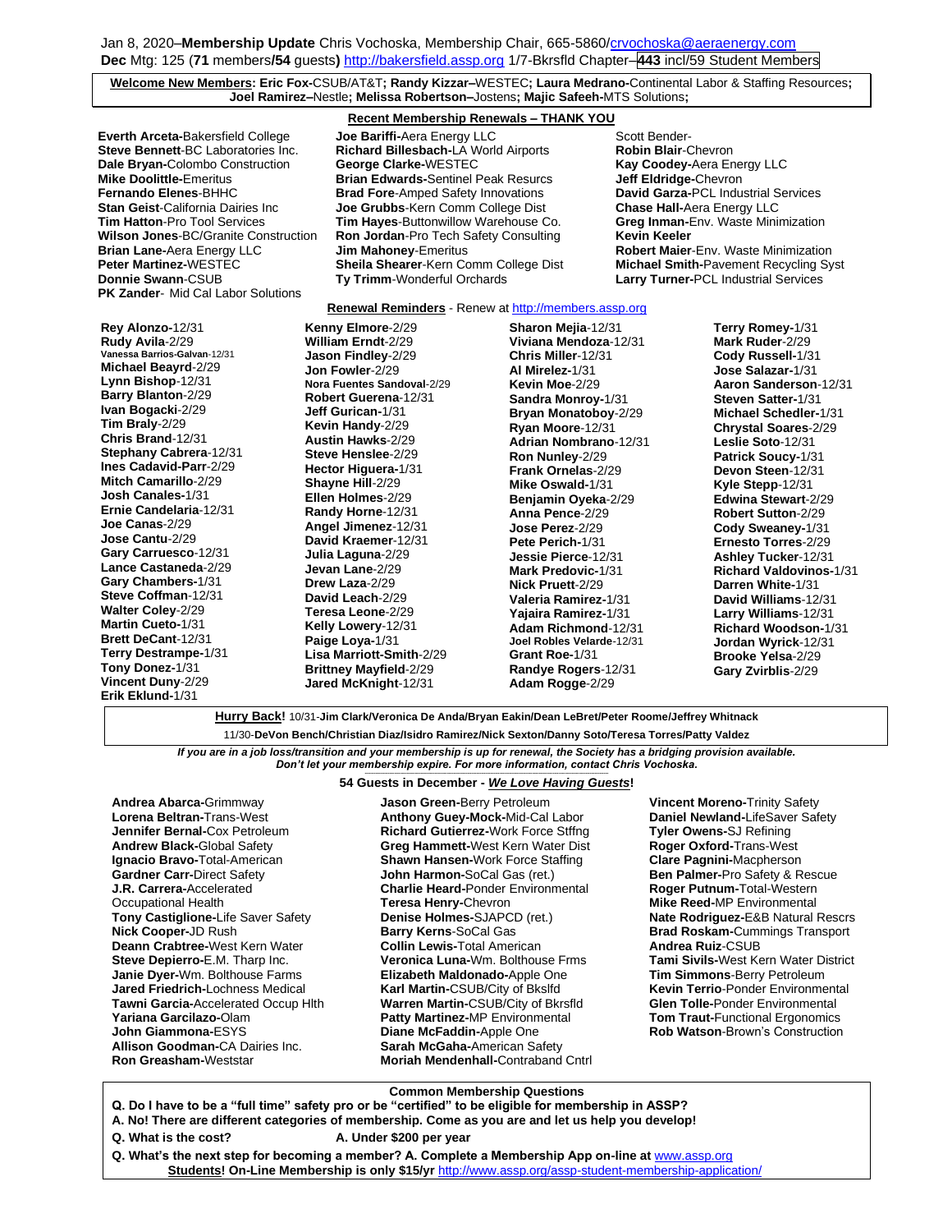Jan 8, 2020–**Membership Update** Chris Vochoska, Membership Chair, 665-5860/crvochoska@aeraenergy.com
**Dec** Mtg: 125 (**71** members**/54** guests**)** http://bakersfield.assp.org 1/7-Bkrsfld Chapter–**443** incl/59 Student Members

**Welcome New Members: Eric Fox-**CSUB/AT&T**; Randy Kizzar–**WESTEC**; Laura Medrano-**Continental Labor & Staffing Resources**; Joel Ramirez–**Nestle**; Melissa Robertson–**Jostens**; Majic Safeeh-**MTS Solutions**;**

## Recent Membership Renewals – THANK YOU

**Everth Arceta-**Bakersfield College
**Steve Bennett**-BC Laboratories Inc.
**Dale Bryan-**Colombo Construction
**Mike Doolittle-**Emeritus
**Fernando Elenes**-BHHC
**Stan Geist**-California Dairies Inc
**Tim Hatton**-Pro Tool Services
**Wilson Jones**-BC/Granite Construction
**Brian Lane-**Aera Energy LLC
**Peter Martinez-**WESTEC
**Donnie Swann**-CSUB
**PK Zander**- Mid Cal Labor Solutions
**Joe Bariffi-**Aera Energy LLC
**Richard Billesbach-**LA World Airports
**George Clarke-**WESTEC
**Brian Edwards-**Sentinel Peak Resurcs
**Brad Fore**-Amped Safety Innovations
**Joe Grubbs**-Kern Comm College Dist
**Tim Hayes**-Buttonwillow Warehouse Co.
**Ron Jordan**-Pro Tech Safety Consulting
**Jim Mahoney**-Emeritus
**Sheila Shearer**-Kern Comm College Dist
**Ty Trimm**-Wonderful Orchards
Scott Bender-
**Robin Blair**-Chevron
**Kay Coodey-**Aera Energy LLC
**Jeff Eldridge-**Chevron
**David Garza-**PCL Industrial Services
**Chase Hall-**Aera Energy LLC
**Greg Inman-**Env. Waste Minimization
**Kevin Keeler**
**Robert Maier**-Env. Waste Minimization
**Michael Smith-**Pavement Recycling Syst
**Larry Turner-**PCL Industrial Services

## Renewal Reminders - Renew at http://members.assp.org

**Rey Alonzo-**12/31
**Rudy Avila**-2/29
**Vanessa Barrios-Galvan**-12/31
**Michael Beayrd**-2/29
**Lynn Bishop**-12/31
**Barry Blanton**-2/29
**Ivan Bogacki**-2/29
**Tim Braly**-2/29
**Chris Brand**-12/31
**Stephany Cabrera**-12/31
**Ines Cadavid-Parr**-2/29
**Mitch Camarillo**-2/29
**Josh Canales-**1/31
**Ernie Candelaria**-12/31
**Joe Canas**-2/29
**Jose Cantu**-2/29
**Gary Carruesco**-12/31
**Lance Castaneda**-2/29
**Gary Chambers-**1/31
**Steve Coffman**-12/31
**Walter Coley**-2/29
**Martin Cueto-**1/31
**Brett DeCant**-12/31
**Terry Destrampe-**1/31
**Tony Donez-**1/31
**Vincent Duny**-2/29
**Erik Eklund-**1/31
**Kenny Elmore**-2/29
**William Erndt**-2/29
**Jason Findley**-2/29
**Jon Fowler**-2/29
**Nora Fuentes Sandoval**-2/29
**Robert Guerena**-12/31
**Jeff Gurican-**1/31
**Kevin Handy**-2/29
**Austin Hawks**-2/29
**Steve Henslee**-2/29
**Hector Higuera-**1/31
**Shayne Hill**-2/29
**Ellen Holmes**-2/29
**Randy Horne**-12/31
**Angel Jimenez**-12/31
**David Kraemer**-12/31
**Julia Laguna**-2/29
**Jevan Lane**-2/29
**Drew Laza**-2/29
**David Leach**-2/29
**Teresa Leone**-2/29
**Kelly Lowery**-12/31
**Paige Loya-**1/31
**Lisa Marriott-Smith**-2/29
**Brittney Mayfield**-2/29
**Jared McKnight**-12/31
**Sharon Mejia**-12/31
**Viviana Mendoza**-12/31
**Chris Miller**-12/31
**Al Mirelez-**1/31
**Kevin Moe**-2/29
**Sandra Monroy-**1/31
**Bryan Monatoboy**-2/29
**Ryan Moore**-12/31
**Adrian Nombrano**-12/31
**Ron Nunley**-2/29
**Frank Ornelas**-2/29
**Mike Oswald-**1/31
**Benjamin Oyeka**-2/29
**Anna Pence**-2/29
**Jose Perez**-2/29
**Pete Perich-**1/31
**Jessie Pierce**-12/31
**Mark Predovic-**1/31
**Nick Pruett**-2/29
**Valeria Ramirez-**1/31
**Yajaira Ramirez-**1/31
**Adam Richmond**-12/31
**Joel Robles Velarde**-12/31
**Grant Roe-**1/31
**Randye Rogers**-12/31
**Adam Rogge**-2/29
**Terry Romey-**1/31
**Mark Ruder**-2/29
**Cody Russell-**1/31
**Jose Salazar-**1/31
**Aaron Sanderson**-12/31
**Steven Satter-**1/31
**Michael Schedler-**1/31
**Chrystal Soares**-2/29
**Leslie Soto**-12/31
**Patrick Soucy-**1/31
**Devon Steen**-12/31
**Kyle Stepp**-12/31
**Edwina Stewart**-2/29
**Robert Sutton**-2/29
**Cody Sweaney-**1/31
**Ernesto Torres**-2/29
**Ashley Tucker**-12/31
**Richard Valdovinos-**1/31
**Darren White-**1/31
**David Williams**-12/31
**Larry Williams**-12/31
**Richard Woodson-**1/31
**Jordan Wyrick**-12/31
**Brooke Yelsa**-2/29
**Gary Zvirblis**-2/29

**Hurry Back!** 10/31-**Jim Clark/Veronica De Anda/Bryan Eakin/Dean LeBret/Peter Roome/Jeffrey Whitnack**
11/30-**DeVon Bench/Christian Diaz/Isidro Ramirez/Nick Sexton/Danny Soto/Teresa Torres/Patty Valdez**

***If you are in a job loss/transition and your membership is up for renewal, the Society has a bridging provision available. Don't let your membership expire. For more information, contact Chris Vochoska.***

## 54 Guests in December - *We Love Having Guests*!

**Andrea Abarca-**Grimmway
**Lorena Beltran-**Trans-West
**Jennifer Bernal-**Cox Petroleum
**Andrew Black-**Global Safety
**Ignacio Bravo-**Total-American
**Gardner Carr-**Direct Safety
**J.R. Carrera-**Accelerated Occupational Health
**Tony Castiglione-**Life Saver Safety
**Nick Cooper-**JD Rush
**Deann Crabtree-**West Kern Water
**Steve Depierro-**E.M. Tharp Inc.
**Janie Dyer-**Wm. Bolthouse Farms
**Jared Friedrich-**Lochness Medical
**Tawni Garcia-**Accelerated Occup Hlth
**Yariana Garcilazo-**Olam
**John Giammona-**ESYS
**Allison Goodman-**CA Dairies Inc.
**Ron Greasham-**Weststar
**Jason Green-**Berry Petroleum
**Anthony Guey-Mock-**Mid-Cal Labor
**Richard Gutierrez-**Work Force Stffng
**Greg Hammett-**West Kern Water Dist
**Shawn Hansen-**Work Force Staffing
**John Harmon-**SoCal Gas (ret.)
**Charlie Heard-**Ponder Environmental
**Teresa Henry-**Chevron
**Denise Holmes-**SJAPCD (ret.)
**Barry Kerns**-SoCal Gas
**Collin Lewis-**Total American
**Veronica Luna-**Wm. Bolthouse Frms
**Elizabeth Maldonado-**Apple One
**Karl Martin-**CSUB/City of Bkslfd
**Warren Martin-**CSUB/City of Bkrsfld
**Patty Martinez-**MP Environmental
**Diane McFaddin-**Apple One
**Sarah McGaha-**American Safety
**Moriah Mendenhall-**Contraband Cntrl
**Vincent Moreno-**Trinity Safety
**Daniel Newland-**LifeSaver Safety
**Tyler Owens-**SJ Refining
**Roger Oxford-**Trans-West
**Clare Pagnini-**Macpherson
**Ben Palmer-**Pro Safety & Rescue
**Roger Putnum-**Total-Western
**Mike Reed-**MP Environmental
**Nate Rodriguez-**E&B Natural Rescrs
**Brad Roskam-**Cummings Transport
**Andrea Ruiz**-CSUB
**Tami Sivils-**West Kern Water District
**Tim Simmons**-Berry Petroleum
**Kevin Terrio**-Ponder Environmental
**Glen Tolle-**Ponder Environmental
**Tom Traut-**Functional Ergonomics
**Rob Watson**-Brown's Construction

## Common Membership Questions

**Q. Do I have to be a "full time" safety pro or be "certified" to be eligible for membership in ASSP?**
**A. No! There are different categories of membership. Come as you are and let us help you develop!**
**Q. What is the cost?** **A. Under $200 per year**
**Q. What's the next step for becoming a member? A. Complete a Membership App on-line at** www.assp.org
**Students! On-Line Membership is only $15/yr** http://www.assp.org/assp-student-membership-application/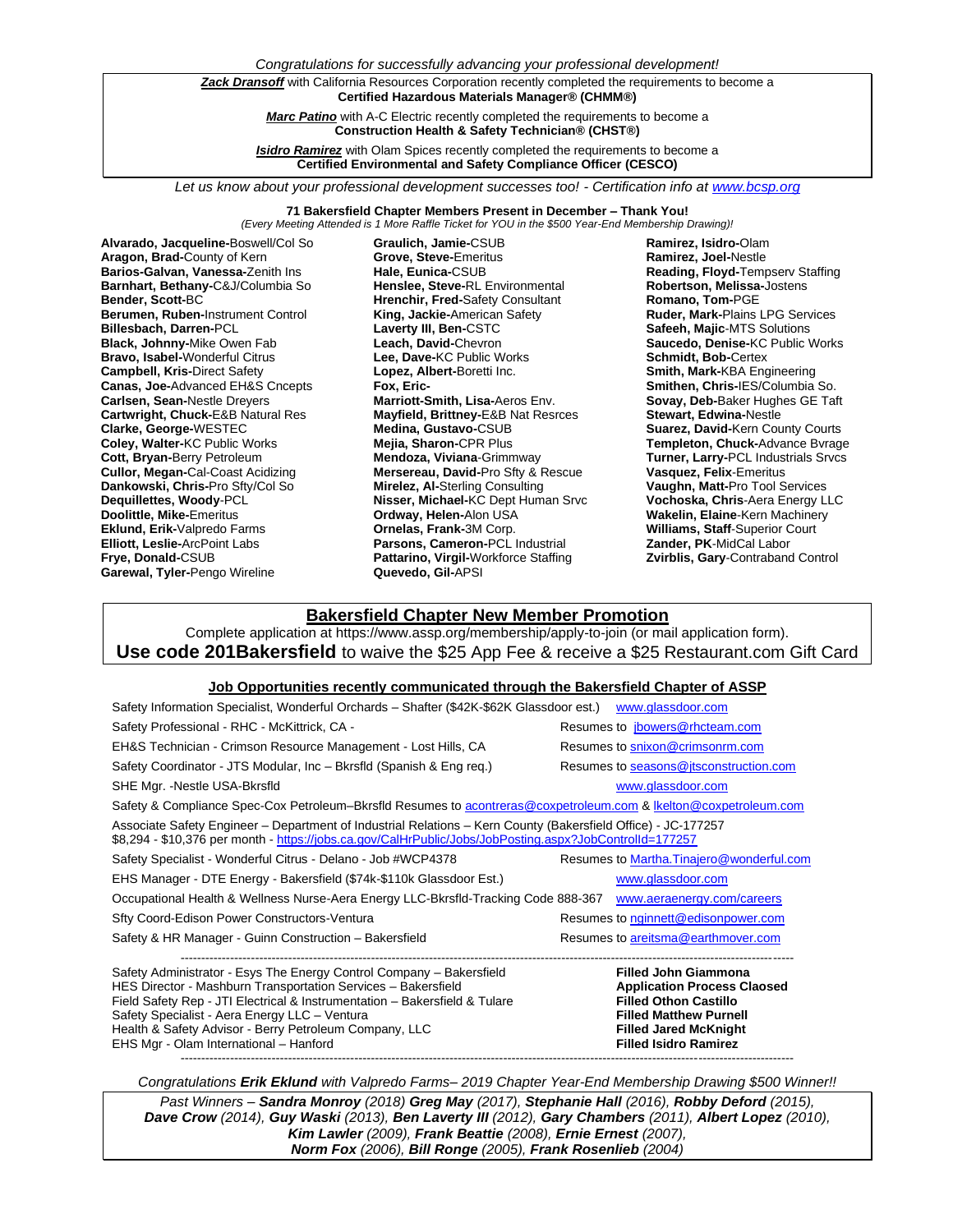*Congratulations for successfully advancing your professional development!*

***Zack Dransoff*** with California Resources Corporation recently completed the requirements to become a **Certified Hazardous Materials Manager® (CHMM®)**

***Marc Patino*** with A-C Electric recently completed the requirements to become a **Construction Health & Safety Technician® (CHST®)**

***Isidro Ramirez*** with Olam Spices recently completed the requirements to become a **Certified Environmental and Safety Compliance Officer (CESCO)**

*Let us know about your professional development successes too! - Certification info at www.bcsp.org*

**71 Bakersfield Chapter Members Present in December – Thank You!**

*(Every Meeting Attended is 1 More Raffle Ticket for YOU in the $500 Year-End Membership Drawing)!*

**Alvarado, Jacqueline-**Boswell/Col So
**Aragon, Brad-**County of Kern
**Barios-Galvan, Vanessa-**Zenith Ins
**Barnhart, Bethany-**C&J/Columbia So
**Bender, Scott-**BC
**Berumen, Ruben-**Instrument Control
**Billesbach, Darren-**PCL
**Black, Johnny-**Mike Owen Fab
**Bravo, Isabel-**Wonderful Citrus
**Campbell, Kris-**Direct Safety
**Canas, Joe-**Advanced EH&S Cncepts
**Carlsen, Sean-**Nestle Dreyers
**Cartwright, Chuck-**E&B Natural Res
**Clarke, George-**WESTEC
**Coley, Walter-**KC Public Works
**Cott, Bryan-**Berry Petroleum
**Cullor, Megan-**Cal-Coast Acidizing
**Dankowski, Chris-**Pro Sfty/Col So
**Dequillettes, Woody**-PCL
**Doolittle, Mike-**Emeritus
**Eklund, Erik-**Valpredo Farms
**Elliott, Leslie-**ArcPoint Labs
**Frye, Donald**-CSUB
**Garewal, Tyler-**Pengo Wireline
**Graulich, Jamie-**CSUB
**Grove, Steve-**Emeritus
**Hale, Eunica-**CSUB
**Henslee, Steve-**RL Environmental
**Hrenchir, Fred-**Safety Consultant
**King, Jackie-**American Safety
**Laverty III, Ben-**CSTC
**Leach, David-**Chevron
**Lee, Dave-**KC Public Works
**Lopez, Albert-**Boretti Inc.
**Fox, Eric-**
**Marriott-Smith, Lisa-**Aeros Env.
**Mayfield, Brittney-**E&B Nat Resrces
**Medina, Gustavo-**CSUB
**Mejia, Sharon-**CPR Plus
**Mendoza, Viviana**-Grimmway
**Mersereau, David-**Pro Sfty & Rescue
**Mirelez, Al-**Sterling Consulting
**Nisser, Michael-**KC Dept Human Srvc
**Ordway, Helen-**Alon USA
**Ornelas, Frank-**3M Corp.
**Parsons, Cameron-**PCL Industrial
**Pattarino, Virgil-**Workforce Staffing
**Quevedo, Gil-**APSI
**Ramirez, Isidro-**Olam
**Ramirez, Joel-**Nestle
**Reading, Floyd-**Tempserv Staffing
**Robertson, Melissa-**Jostens
**Romano, Tom-**PGE
**Ruder, Mark-**Plains LPG Services
**Safeeh, Majic**-MTS Solutions
**Saucedo, Denise-**KC Public Works
**Schmidt, Bob-**Certex
**Smith, Mark-**KBA Engineering
**Smithen, Chris-**IES/Columbia So.
**Sovay, Deb-**Baker Hughes GE Taft
**Stewart, Edwina-**Nestle
**Suarez, David-**Kern County Courts
**Templeton, Chuck-**Advance Bvrage
**Turner, Larry-**PCL Industrials Srvcs
**Vasquez, Felix-**Emeritus
**Vaughn, Matt-**Pro Tool Services
**Vochoska, Chris**-Aera Energy LLC
**Wakelin, Elaine**-Kern Machinery
**Williams, Staff**-Superior Court
**Zander, PK**-MidCal Labor
**Zvirblis, Gary**-Contraband Control

## Bakersfield Chapter New Member Promotion

Complete application at https://www.assp.org/membership/apply-to-join (or mail application form).

**Use code 201Bakersfield** to waive the $25 App Fee & receive a $25 Restaurant.com Gift Card

## Job Opportunities recently communicated through the Bakersfield Chapter of ASSP

Safety Information Specialist, Wonderful Orchards – Shafter ($42K-$62K Glassdoor est.) www.glassdoor.com

Safety Professional - RHC - McKittrick, CA - Resumes to jbowers@rhcteam.com

EH&S Technician - Crimson Resource Management - Lost Hills, CA Resumes to snixon@crimsonrm.com

Safety Coordinator - JTS Modular, Inc – Bkrsfld (Spanish & Eng req.) Resumes to seasons@jtsconstruction.com

SHE Mgr. -Nestle USA-Bkrsfld www.glassdoor.com

Safety & Compliance Spec-Cox Petroleum–Bkrsfld Resumes to acontreras@coxpetroleum.com & lkelton@coxpetroleum.com

Associate Safety Engineer – Department of Industrial Relations – Kern County (Bakersfield Office) - JC-177257
$8,294 - $10,376 per month - https://jobs.ca.gov/CalHrPublic/Jobs/JobPosting.aspx?JobControlId=177257

Safety Specialist - Wonderful Citrus - Delano - Job #WCP4378 Resumes to Martha.Tinajero@wonderful.com

EHS Manager - DTE Energy - Bakersfield ($74k-$110k Glassdoor Est.) www.glassdoor.com

Occupational Health & Wellness Nurse-Aera Energy LLC-Bkrsfld-Tracking Code 888-367 www.aeraenergy.com/careers

Sfty Coord-Edison Power Constructors-Ventura Resumes to nginnett@edisonpower.com

Safety & HR Manager - Guinn Construction – Bakersfield Resumes to areitsma@earthmover.com

| | |
|---|---|
| Safety Administrator - Esys The Energy Control Company – Bakersfield | **Filled John Giammona** |
| HES Director - Mashburn Transportation Services – Bakersfield | **Application Process Claosed** |
| Field Safety Rep - JTI Electrical & Instrumentation – Bakersfield & Tulare | **Filled Othon Castillo** |
| Safety Specialist - Aera Energy LLC – Ventura | **Filled Matthew Purnell** |
| Health & Safety Advisor - Berry Petroleum Company, LLC | **Filled Jared McKnight** |
| EHS Mgr - Olam International – Hanford | **Filled Isidro Ramirez** |

*Congratulations* ***Erik Eklund*** *with Valpredo Farms– 2019 Chapter Year-End Membership Drawing $500 Winner!!*

*Past Winners –* ***Sandra Monroy*** *(2018)* ***Greg May*** *(2017),* ***Stephanie Hall*** *(2016),* ***Robby Deford*** *(2015),* ***Dave Crow*** *(2014),* ***Guy Waski*** *(2013),* ***Ben Laverty III*** *(2012),* ***Gary Chambers*** *(2011),* ***Albert Lopez*** *(2010),* ***Kim Lawler*** *(2009),* ***Frank Beattie*** *(2008),* ***Ernie Ernest*** *(2007),* ***Norm Fox*** *(2006),* ***Bill Ronge*** *(2005),* ***Frank Rosenlieb*** *(2004)*